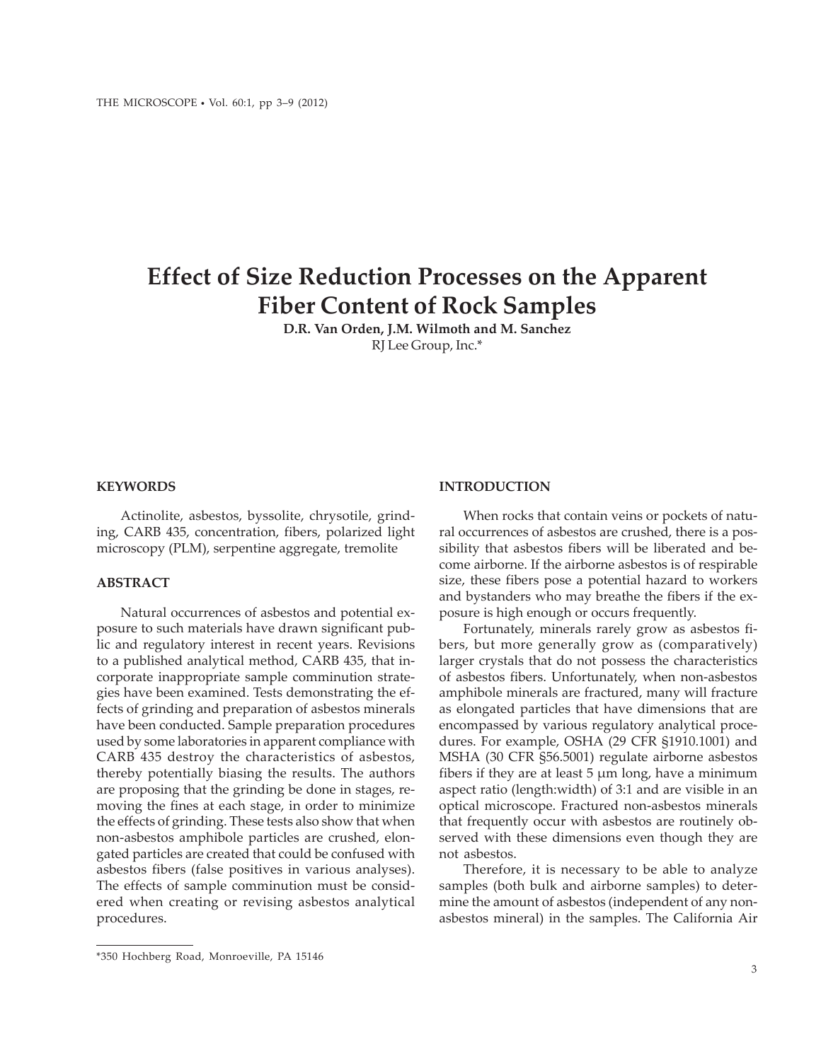# Effect of Size Reduction Processes on the Apparent Fiber Content of Rock Samples

**D.R. Van Orden, J.M. Wilmoth and M. Sanchez**

RJ Lee Group, Inc.*

## KEYWORDS

Actinolite, asbestos, byssolite, chrysotile, grinding, CARB 435, concentration, fibers, polarized light microscopy (PLM), serpentine aggregate, tremolite

## ABSTRACT

Natural occurrences of asbestos and potential exposure to such materials have drawn significant public and regulatory interest in recent years. Revisions to a published analytical method, CARB 435, that incorporate inappropriate sample comminution strategies have been examined. Tests demonstrating the effects of grinding and preparation of asbestos minerals have been conducted. Sample preparation procedures used by some laboratories in apparent compliance with CARB 435 destroy the characteristics of asbestos, thereby potentially biasing the results. The authors are proposing that the grinding be done in stages, removing the fines at each stage, in order to minimize the effects of grinding. These tests also show that when non-asbestos amphibole particles are crushed, elongated particles are created that could be confused with asbestos fibers (false positives in various analyses). The effects of sample comminution must be considered when creating or revising asbestos analytical procedures.

## INTRODUCTION

When rocks that contain veins or pockets of natural occurrences of asbestos are crushed, there is a possibility that asbestos fibers will be liberated and become airborne. If the airborne asbestos is of respirable size, these fibers pose a potential hazard to workers and bystanders who may breathe the fibers if the exposure is high enough or occurs frequently.

Fortunately, minerals rarely grow as asbestos fibers, but more generally grow as (comparatively) larger crystals that do not possess the characteristics of asbestos fibers. Unfortunately, when non-asbestos amphibole minerals are fractured, many will fracture as elongated particles that have dimensions that are encompassed by various regulatory analytical procedures. For example, OSHA (29 CFR §1910.1001) and MSHA (30 CFR §56.5001) regulate airborne asbestos fibers if they are at least 5 μm long, have a minimum aspect ratio (length:width) of 3:1 and are visible in an optical microscope. Fractured non-asbestos minerals that frequently occur with asbestos are routinely observed with these dimensions even though they are not asbestos.

Therefore, it is necessary to be able to analyze samples (both bulk and airborne samples) to determine the amount of asbestos (independent of any non-asbestos mineral) in the samples. The California Air

*350 Hochberg Road, Monroeville, PA 15146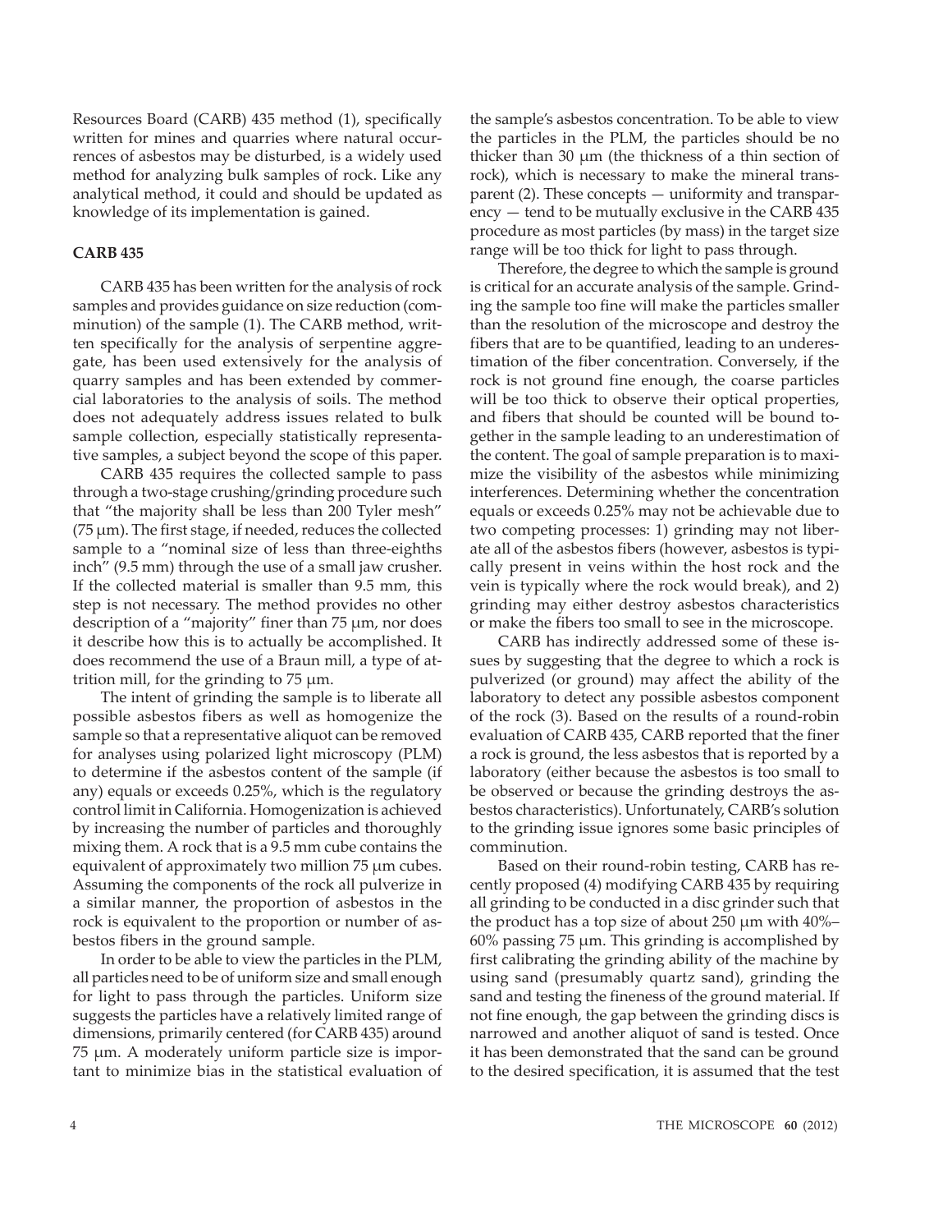Resources Board (CARB) 435 method (1), specifically written for mines and quarries where natural occurrences of asbestos may be disturbed, is a widely used method for analyzing bulk samples of rock. Like any analytical method, it could and should be updated as knowledge of its implementation is gained.

### CARB 435

CARB 435 has been written for the analysis of rock samples and provides guidance on size reduction (comminution) of the sample (1). The CARB method, written specifically for the analysis of serpentine aggregate, has been used extensively for the analysis of quarry samples and has been extended by commercial laboratories to the analysis of soils. The method does not adequately address issues related to bulk sample collection, especially statistically representative samples, a subject beyond the scope of this paper.

CARB 435 requires the collected sample to pass through a two-stage crushing/grinding procedure such that "the majority shall be less than 200 Tyler mesh" (75 µm). The first stage, if needed, reduces the collected sample to a "nominal size of less than three-eighths inch" (9.5 mm) through the use of a small jaw crusher. If the collected material is smaller than 9.5 mm, this step is not necessary. The method provides no other description of a "majority" finer than 75 µm, nor does it describe how this is to actually be accomplished. It does recommend the use of a Braun mill, a type of attrition mill, for the grinding to 75 µm.

The intent of grinding the sample is to liberate all possible asbestos fibers as well as homogenize the sample so that a representative aliquot can be removed for analyses using polarized light microscopy (PLM) to determine if the asbestos content of the sample (if any) equals or exceeds 0.25%, which is the regulatory control limit in California. Homogenization is achieved by increasing the number of particles and thoroughly mixing them. A rock that is a 9.5 mm cube contains the equivalent of approximately two million 75 µm cubes. Assuming the components of the rock all pulverize in a similar manner, the proportion of asbestos in the rock is equivalent to the proportion or number of asbestos fibers in the ground sample.

In order to be able to view the particles in the PLM, all particles need to be of uniform size and small enough for light to pass through the particles. Uniform size suggests the particles have a relatively limited range of dimensions, primarily centered (for CARB 435) around 75 µm. A moderately uniform particle size is important to minimize bias in the statistical evaluation of the sample's asbestos concentration. To be able to view the particles in the PLM, the particles should be no thicker than 30 µm (the thickness of a thin section of rock), which is necessary to make the mineral transparent (2). These concepts — uniformity and transparency — tend to be mutually exclusive in the CARB 435 procedure as most particles (by mass) in the target size range will be too thick for light to pass through.

Therefore, the degree to which the sample is ground is critical for an accurate analysis of the sample. Grinding the sample too fine will make the particles smaller than the resolution of the microscope and destroy the fibers that are to be quantified, leading to an underestimation of the fiber concentration. Conversely, if the rock is not ground fine enough, the coarse particles will be too thick to observe their optical properties, and fibers that should be counted will be bound together in the sample leading to an underestimation of the content. The goal of sample preparation is to maximize the visibility of the asbestos while minimizing interferences. Determining whether the concentration equals or exceeds 0.25% may not be achievable due to two competing processes: 1) grinding may not liberate all of the asbestos fibers (however, asbestos is typically present in veins within the host rock and the vein is typically where the rock would break), and 2) grinding may either destroy asbestos characteristics or make the fibers too small to see in the microscope.

CARB has indirectly addressed some of these issues by suggesting that the degree to which a rock is pulverized (or ground) may affect the ability of the laboratory to detect any possible asbestos component of the rock (3). Based on the results of a round-robin evaluation of CARB 435, CARB reported that the finer a rock is ground, the less asbestos that is reported by a laboratory (either because the asbestos is too small to be observed or because the grinding destroys the asbestos characteristics). Unfortunately, CARB's solution to the grinding issue ignores some basic principles of comminution.

Based on their round-robin testing, CARB has recently proposed (4) modifying CARB 435 by requiring all grinding to be conducted in a disc grinder such that the product has a top size of about 250 µm with 40%–60% passing 75 µm. This grinding is accomplished by first calibrating the grinding ability of the machine by using sand (presumably quartz sand), grinding the sand and testing the fineness of the ground material. If not fine enough, the gap between the grinding discs is narrowed and another aliquot of sand is tested. Once it has been demonstrated that the sand can be ground to the desired specification, it is assumed that the test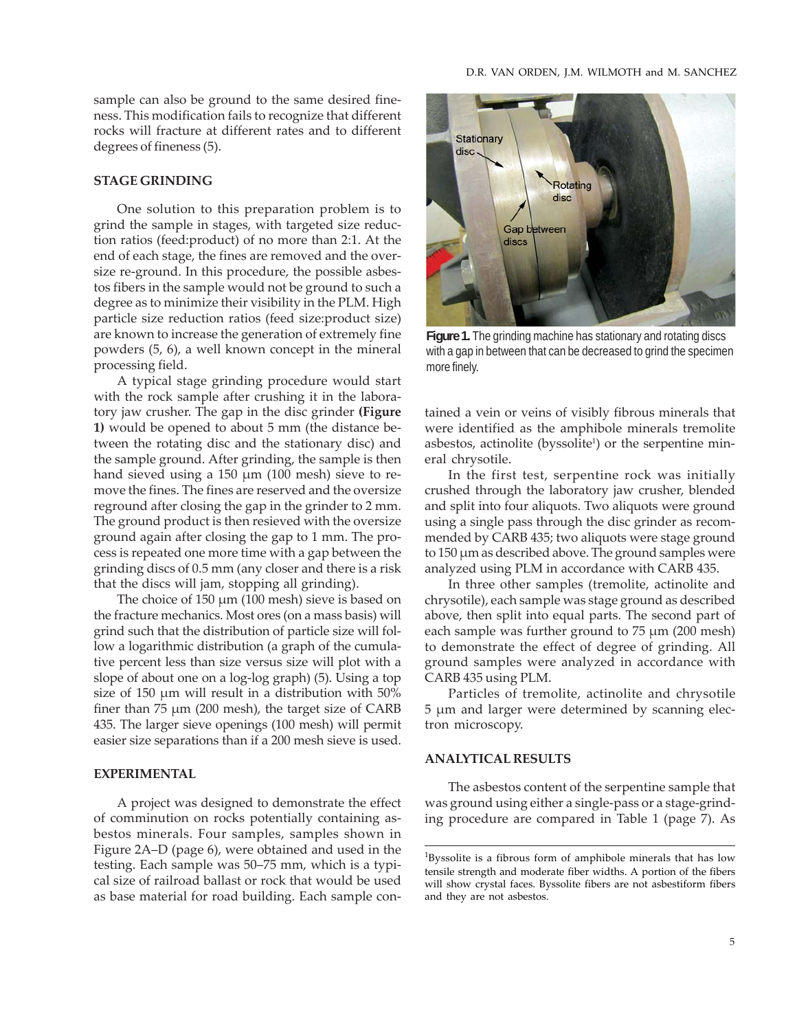sample can also be ground to the same desired fineness. This modification fails to recognize that different rocks will fracture at different rates and to different degrees of fineness (5).

### STAGE GRINDING

One solution to this preparation problem is to grind the sample in stages, with targeted size reduction ratios (feed:product) of no more than 2:1. At the end of each stage, the fines are removed and the oversize re-ground. In this procedure, the possible asbestos fibers in the sample would not be ground to such a degree as to minimize their visibility in the PLM. High particle size reduction ratios (feed size:product size) are known to increase the generation of extremely fine powders (5, 6), a well known concept in the mineral processing field.

A typical stage grinding procedure would start with the rock sample after crushing it in the laboratory jaw crusher. The gap in the disc grinder **(Figure 1)** would be opened to about 5 mm (the distance between the rotating disc and the stationary disc) and the sample ground. After grinding, the sample is then hand sieved using a 150 μm (100 mesh) sieve to remove the fines. The fines are reserved and the oversize reground after closing the gap in the grinder to 2 mm. The ground product is then resieved with the oversize ground again after closing the gap to 1 mm. The process is repeated one more time with a gap between the grinding discs of 0.5 mm (any closer and there is a risk that the discs will jam, stopping all grinding).

The choice of 150 μm (100 mesh) sieve is based on the fracture mechanics. Most ores (on a mass basis) will grind such that the distribution of particle size will follow a logarithmic distribution (a graph of the cumulative percent less than size versus size will plot with a slope of about one on a log-log graph) (5). Using a top size of 150 μm will result in a distribution with 50% finer than 75 μm (200 mesh), the target size of CARB 435. The larger sieve openings (100 mesh) will permit easier size separations than if a 200 mesh sieve is used.

**Figure 1.** The grinding machine has stationary and rotating discs with a gap in between that can be decreased to grind the specimen more finely.

### EXPERIMENTAL

A project was designed to demonstrate the effect of comminution on rocks potentially containing asbestos minerals. Four samples, samples shown in Figure 2A–D (page 6), were obtained and used in the testing. Each sample was 50–75 mm, which is a typical size of railroad ballast or rock that would be used as base material for road building. Each sample contained a vein or veins of visibly fibrous minerals that were identified as the amphibole minerals tremolite asbestos, actinolite (byssolite[1]) or the serpentine mineral chrysotile.

In the first test, serpentine rock was initially crushed through the laboratory jaw crusher, blended and split into four aliquots. Two aliquots were ground using a single pass through the disc grinder as recommended by CARB 435; two aliquots were stage ground to 150 μm as described above. The ground samples were analyzed using PLM in accordance with CARB 435.

In three other samples (tremolite, actinolite and chrysotile), each sample was stage ground as described above, then split into equal parts. The second part of each sample was further ground to 75 μm (200 mesh) to demonstrate the effect of degree of grinding. All ground samples were analyzed in accordance with CARB 435 using PLM.

Particles of tremolite, actinolite and chrysotile 5 μm and larger were determined by scanning electron microscopy.

### ANALYTICAL RESULTS

The asbestos content of the serpentine sample that was ground using either a single-pass or a stage-grinding procedure are compared in Table 1 (page 7). As

[1] Byssolite is a fibrous form of amphibole minerals that has low tensile strength and moderate fiber widths. A portion of the fibers will show crystal faces. Byssolite fibers are not asbestiform fibers and they are not asbestos.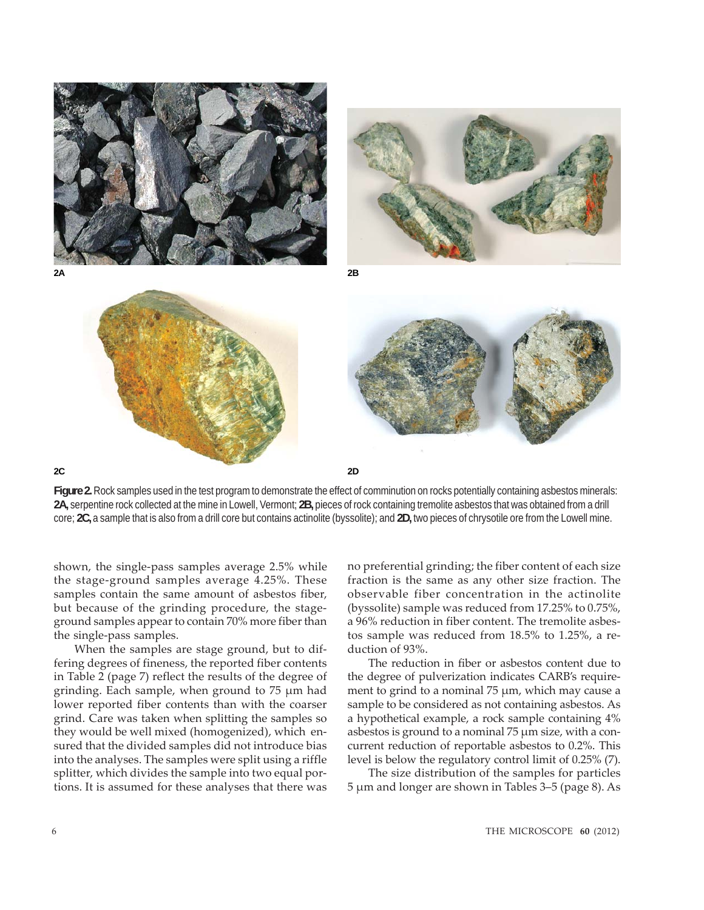**Figure 2.** Rock samples used in the test program to demonstrate the effect of comminution on rocks potentially containing asbestos minerals: **2A,** serpentine rock collected at the mine in Lowell, Vermont; **2B,** pieces of rock containing tremolite asbestos that was obtained from a drill core; **2C,** a sample that is also from a drill core but contains actinolite (byssolite); and **2D,** two pieces of chrysotile ore from the Lowell mine.

shown, the single-pass samples average 2.5% while the stage-ground samples average 4.25%. These samples contain the same amount of asbestos fiber, but because of the grinding procedure, the stage-ground samples appear to contain 70% more fiber than the single-pass samples.

When the samples are stage ground, but to differing degrees of fineness, the reported fiber contents in Table 2 (page 7) reflect the results of the degree of grinding. Each sample, when ground to 75 μm had lower reported fiber contents than with the coarser grind. Care was taken when splitting the samples so they would be well mixed (homogenized), which ensured that the divided samples did not introduce bias into the analyses. The samples were split using a riffle splitter, which divides the sample into two equal portions. It is assumed for these analyses that there was no preferential grinding; the fiber content of each size fraction is the same as any other size fraction. The observable fiber concentration in the actinolite (byssolite) sample was reduced from 17.25% to 0.75%, a 96% reduction in fiber content. The tremolite asbestos sample was reduced from 18.5% to 1.25%, a reduction of 93%.

The reduction in fiber or asbestos content due to the degree of pulverization indicates CARB's requirement to grind to a nominal 75 μm, which may cause a sample to be considered as not containing asbestos. As a hypothetical example, a rock sample containing 4% asbestos is ground to a nominal 75 μm size, with a concurrent reduction of reportable asbestos to 0.2%. This level is below the regulatory control limit of 0.25% (7).

The size distribution of the samples for particles 5 μm and longer are shown in Tables 3–5 (page 8). As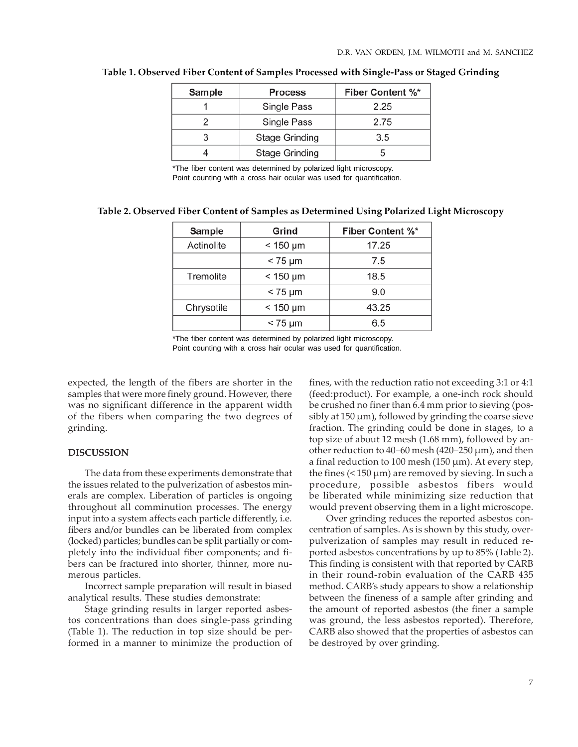**Table 1. Observed Fiber Content of Samples Processed with Single-Pass or Staged Grinding**

| Sample | Process | Fiber Content %* |
|---|---|---|
| 1 | Single Pass | 2.25 |
| 2 | Single Pass | 2.75 |
| 3 | Stage Grinding | 3.5 |
| 4 | Stage Grinding | 5 |

*The fiber content was determined by polarized light microscopy. Point counting with a cross hair ocular was used for quantification.

**Table 2. Observed Fiber Content of Samples as Determined Using Polarized Light Microscopy**

| Sample | Grind | Fiber Content %* |
|---|---|---|
| Actinolite | < 150 µm | 17.25 |
| | < 75 µm | 7.5 |
| Tremolite | < 150 µm | 18.5 |
| | < 75 µm | 9.0 |
| Chrysotile | < 150 µm | 43.25 |
| | < 75 µm | 6.5 |

*The fiber content was determined by polarized light microscopy. Point counting with a cross hair ocular was used for quantification.

expected, the length of the fibers are shorter in the samples that were more finely ground. However, there was no significant difference in the apparent width of the fibers when comparing the two degrees of grinding.

## DISCUSSION

The data from these experiments demonstrate that the issues related to the pulverization of asbestos minerals are complex. Liberation of particles is ongoing throughout all comminution processes. The energy input into a system affects each particle differently, i.e. fibers and/or bundles can be liberated from complex (locked) particles; bundles can be split partially or completely into the individual fiber components; and fibers can be fractured into shorter, thinner, more numerous particles.

Incorrect sample preparation will result in biased analytical results. These studies demonstrate:

Stage grinding results in larger reported asbestos concentrations than does single-pass grinding (Table 1). The reduction in top size should be performed in a manner to minimize the production of fines, with the reduction ratio not exceeding 3:1 or 4:1 (feed:product). For example, a one-inch rock should be crushed no finer than 6.4 mm prior to sieving (possibly at 150 µm), followed by grinding the coarse sieve fraction. The grinding could be done in stages, to a top size of about 12 mesh (1.68 mm), followed by another reduction to 40–60 mesh (420–250 µm), and then a final reduction to 100 mesh (150 µm). At every step, the fines (< 150 µm) are removed by sieving. In such a procedure, possible asbestos fibers would be liberated while minimizing size reduction that would prevent observing them in a light microscope.

Over grinding reduces the reported asbestos concentration of samples. As is shown by this study, over-pulverization of samples may result in reduced reported asbestos concentrations by up to 85% (Table 2). This finding is consistent with that reported by CARB in their round-robin evaluation of the CARB 435 method. CARB's study appears to show a relationship between the fineness of a sample after grinding and the amount of reported asbestos (the finer a sample was ground, the less asbestos reported). Therefore, CARB also showed that the properties of asbestos can be destroyed by over grinding.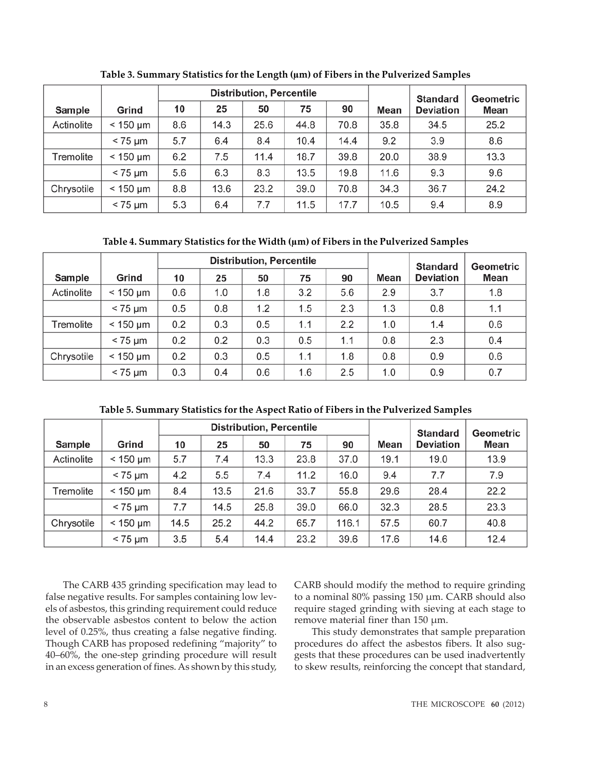**Table 3. Summary Statistics for the Length (µm) of Fibers in the Pulverized Samples**

| Sample | Grind | Distribution, Percentile | | | | | Mean | Standard Deviation | Geometric Mean |
|---|---|---|---|---|---|---|---|---|---|
| | | 10 | 25 | 50 | 75 | 90 | | | |
| Actinolite | < 150 µm | 8.6 | 14.3 | 25.6 | 44.8 | 70.8 | 35.8 | 34.5 | 25.2 |
| | < 75 µm | 5.7 | 6.4 | 8.4 | 10.4 | 14.4 | 9.2 | 3.9 | 8.6 |
| Tremolite | < 150 µm | 6.2 | 7.5 | 11.4 | 18.7 | 39.8 | 20.0 | 38.9 | 13.3 |
| | < 75 µm | 5.6 | 6.3 | 8.3 | 13.5 | 19.8 | 11.6 | 9.3 | 9.6 |
| Chrysotile | < 150 µm | 8.8 | 13.6 | 23.2 | 39.0 | 70.8 | 34.3 | 36.7 | 24.2 |
| | < 75 µm | 5.3 | 6.4 | 7.7 | 11.5 | 17.7 | 10.5 | 9.4 | 8.9 |

**Table 4. Summary Statistics for the Width (µm) of Fibers in the Pulverized Samples**

| Sample | Grind | Distribution, Percentile | | | | | Mean | Standard Deviation | Geometric Mean |
|---|---|---|---|---|---|---|---|---|---|
| | | 10 | 25 | 50 | 75 | 90 | | | |
| Actinolite | < 150 µm | 0.6 | 1.0 | 1.8 | 3.2 | 5.6 | 2.9 | 3.7 | 1.8 |
| | < 75 µm | 0.5 | 0.8 | 1.2 | 1.5 | 2.3 | 1.3 | 0.8 | 1.1 |
| Tremolite | < 150 µm | 0.2 | 0.3 | 0.5 | 1.1 | 2.2 | 1.0 | 1.4 | 0.6 |
| | < 75 µm | 0.2 | 0.2 | 0.3 | 0.5 | 1.1 | 0.8 | 2.3 | 0.4 |
| Chrysotile | < 150 µm | 0.2 | 0.3 | 0.5 | 1.1 | 1.8 | 0.8 | 0.9 | 0.6 |
| | < 75 µm | 0.3 | 0.4 | 0.6 | 1.6 | 2.5 | 1.0 | 0.9 | 0.7 |

**Table 5. Summary Statistics for the Aspect Ratio of Fibers in the Pulverized Samples**

| Sample | Grind | Distribution, Percentile | | | | | Mean | Standard Deviation | Geometric Mean |
|---|---|---|---|---|---|---|---|---|---|
| | | 10 | 25 | 50 | 75 | 90 | | | |
| Actinolite | < 150 µm | 5.7 | 7.4 | 13.3 | 23.8 | 37.0 | 19.1 | 19.0 | 13.9 |
| | < 75 µm | 4.2 | 5.5 | 7.4 | 11.2 | 16.0 | 9.4 | 7.7 | 7.9 |
| Tremolite | < 150 µm | 8.4 | 13.5 | 21.6 | 33.7 | 55.8 | 29.6 | 28.4 | 22.2 |
| | < 75 µm | 7.7 | 14.5 | 25.8 | 39.0 | 66.0 | 32.3 | 28.5 | 23.3 |
| Chrysotile | < 150 µm | 14.5 | 25.2 | 44.2 | 65.7 | 116.1 | 57.5 | 60.7 | 40.8 |
| | < 75 µm | 3.5 | 5.4 | 14.4 | 23.2 | 39.6 | 17.6 | 14.6 | 12.4 |

The CARB 435 grinding specification may lead to false negative results. For samples containing low levels of asbestos, this grinding requirement could reduce the observable asbestos content to below the action level of 0.25%, thus creating a false negative finding. Though CARB has proposed redefining "majority" to 40–60%, the one-step grinding procedure will result in an excess generation of fines. As shown by this study, CARB should modify the method to require grinding to a nominal 80% passing 150 µm. CARB should also require staged grinding with sieving at each stage to remove material finer than 150 µm.

This study demonstrates that sample preparation procedures do affect the asbestos fibers. It also suggests that these procedures can be used inadvertently to skew results, reinforcing the concept that standard,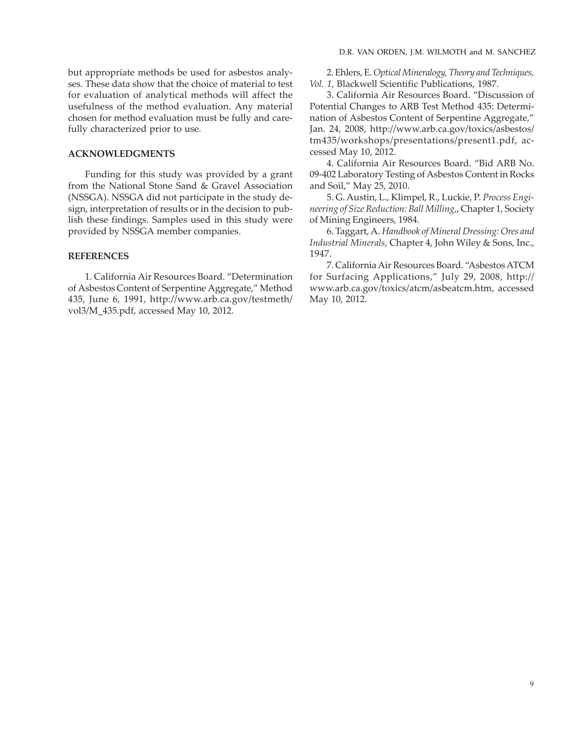but appropriate methods be used for asbestos analyses. These data show that the choice of material to test for evaluation of analytical methods will affect the usefulness of the method evaluation. Any material chosen for method evaluation must be fully and carefully characterized prior to use.

## ACKNOWLEDGMENTS

Funding for this study was provided by a grant from the National Stone Sand & Gravel Association (NSSGA). NSSGA did not participate in the study design, interpretation of results or in the decision to publish these findings. Samples used in this study were provided by NSSGA member companies.

## REFERENCES

1. California Air Resources Board. "Determination of Asbestos Content of Serpentine Aggregate," Method 435, June 6, 1991, http://www.arb.ca.gov/testmeth/vol3/M_435.pdf, accessed May 10, 2012.

2. Ehlers, E. *Optical Mineralogy, Theory and Techniques, Vol. 1*, Blackwell Scientific Publications, 1987.

3. California Air Resources Board. "Discussion of Potential Changes to ARB Test Method 435: Determination of Asbestos Content of Serpentine Aggregate," Jan. 24, 2008, http://www.arb.ca.gov/toxics/asbestos/tm435/workshops/presentations/present1.pdf, accessed May 10, 2012.

4. California Air Resources Board. "Bid ARB No. 09-402 Laboratory Testing of Asbestos Content in Rocks and Soil," May 25, 2010.

5. G. Austin, L., Klimpel, R., Luckie, P. *Process Engineering of Size Reduction: Ball Milling*,, Chapter 1, Society of Mining Engineers, 1984.

6. Taggart, A. *Handbook of Mineral Dressing: Ores and Industrial Minerals*, Chapter 4, John Wiley & Sons, Inc., 1947.

7. California Air Resources Board. "Asbestos ATCM for Surfacing Applications," July 29, 2008, http://www.arb.ca.gov/toxics/atcm/asbeatcm.htm, accessed May 10, 2012.